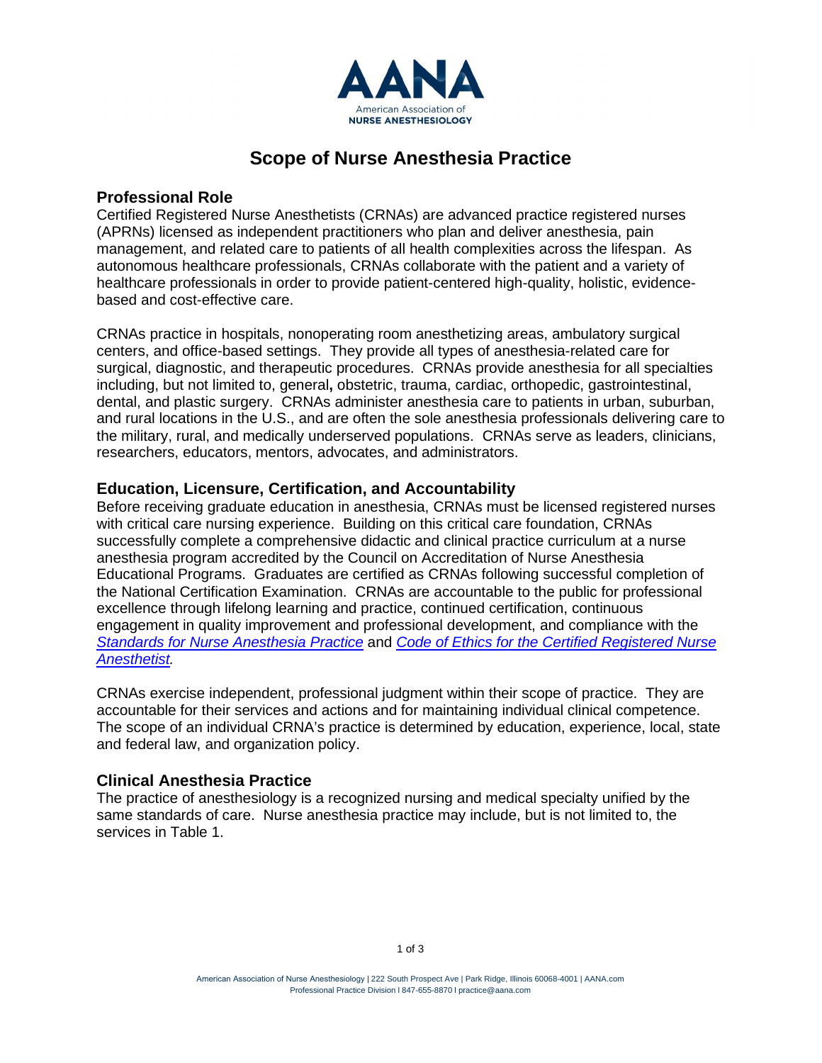# Scope of Nurse Anesthesia Practice

## Professional Role

Certified Registered Nurse Anesthetists (CRNAs) are advanced practice registered nurses (APRNs) licensed as independent practitioners who plan and deliver anesthesia, pain management, and related care to patients of all health complexities across the lifespan. As autonomous healthcare professionals, CRNAs collaborate with the patient and a variety of healthcare professionals in order to provide patient-centered high-quality, holistic, evidence-based and cost-effective care.

CRNAs practice in hospitals, nonoperating room anesthetizing areas, ambulatory surgical centers, and office-based settings. They provide all types of anesthesia-related care for surgical, diagnostic, and therapeutic procedures. CRNAs provide anesthesia for all specialties including, but not limited to, general**,** obstetric, trauma, cardiac, orthopedic, gastrointestinal, dental, and plastic surgery. CRNAs administer anesthesia care to patients in urban, suburban, and rural locations in the U.S., and are often the sole anesthesia professionals delivering care to the military, rural, and medically underserved populations. CRNAs serve as leaders, clinicians, researchers, educators, mentors, advocates, and administrators.

## Education, Licensure, Certification, and Accountability

Before receiving graduate education in anesthesia, CRNAs must be licensed registered nurses with critical care nursing experience. Building on this critical care foundation, CRNAs successfully complete a comprehensive didactic and clinical practice curriculum at a nurse anesthesia program accredited by the Council on Accreditation of Nurse Anesthesia Educational Programs. Graduates are certified as CRNAs following successful completion of the National Certification Examination. CRNAs are accountable to the public for professional excellence through lifelong learning and practice, continued certification, continuous engagement in quality improvement and professional development, and compliance with the *Standards for Nurse Anesthesia Practice* and *Code of Ethics for the Certified Registered Nurse Anesthetist.*

CRNAs exercise independent, professional judgment within their scope of practice. They are accountable for their services and actions and for maintaining individual clinical competence. The scope of an individual CRNA's practice is determined by education, experience, local, state and federal law, and organization policy.

## Clinical Anesthesia Practice

The practice of anesthesiology is a recognized nursing and medical specialty unified by the same standards of care. Nurse anesthesia practice may include, but is not limited to, the services in Table 1.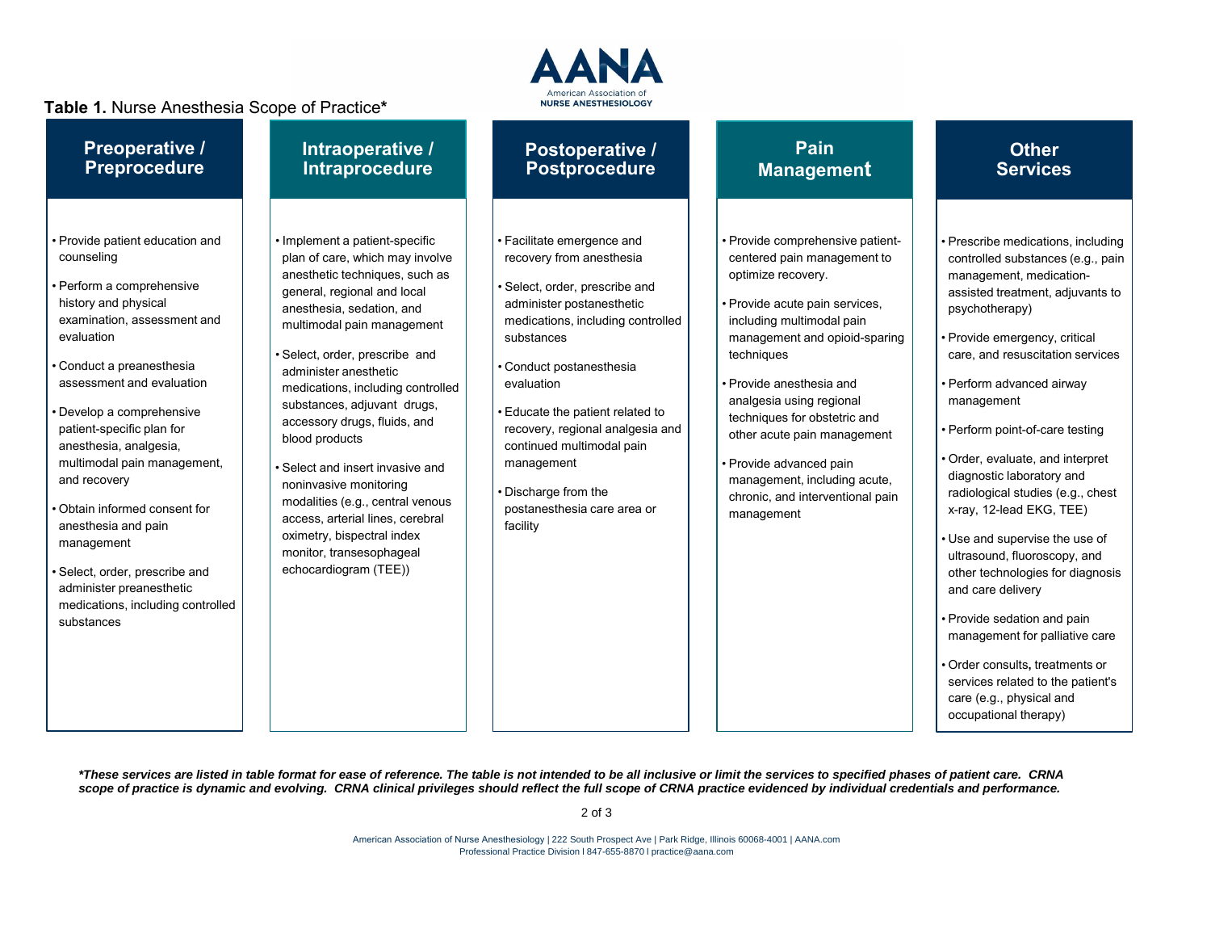**Table 1.** Nurse Anesthesia Scope of Practice*

| Preoperative / Preprocedure | Intraoperative / Intraprocedure | Postoperative / Postprocedure | Pain Management | Other Services |
|---|---|---|---|---|
| • Provide patient education and counseling<br><br>• Perform a comprehensive history and physical examination, assessment and evaluation<br><br>• Conduct a preanesthesia assessment and evaluation<br><br>• Develop a comprehensive patient-specific plan for anesthesia, analgesia, multimodal pain management, and recovery<br><br>• Obtain informed consent for anesthesia and pain management<br><br>• Select, order, prescribe and administer preanesthetic medications, including controlled substances | • Implement a patient-specific plan of care, which may involve anesthetic techniques, such as general, regional and local anesthesia, sedation, and multimodal pain management<br><br>• Select, order, prescribe and administer anesthetic medications, including controlled substances, adjuvant drugs, accessory drugs, fluids, and blood products<br><br>• Select and insert invasive and noninvasive monitoring modalities (e.g., central venous access, arterial lines, cerebral oximetry, bispectral index monitor, transesophageal echocardiogram (TEE)) | • Facilitate emergence and recovery from anesthesia<br><br>• Select, order, prescribe and administer postanesthetic medications, including controlled substances<br><br>• Conduct postanesthesia evaluation<br><br>• Educate the patient related to recovery, regional analgesia and continued multimodal pain management<br><br>• Discharge from the postanesthesia care area or facility | • Provide comprehensive patient-centered pain management to optimize recovery.<br><br>• Provide acute pain services, including multimodal pain management and opioid-sparing techniques<br><br>• Provide anesthesia and analgesia using regional techniques for obstetric and other acute pain management<br><br>• Provide advanced pain management, including acute, chronic, and interventional pain management | • Prescribe medications, including controlled substances (e.g., pain management, medication-assisted treatment, adjuvants to psychotherapy)<br><br>• Provide emergency, critical care, and resuscitation services<br><br>• Perform advanced airway management<br><br>• Perform point-of-care testing<br><br>• Order, evaluate, and interpret diagnostic laboratory and radiological studies (e.g., chest x-ray, 12-lead EKG, TEE)<br><br>• Use and supervise the use of ultrasound, fluoroscopy, and other technologies for diagnosis and care delivery<br><br>• Provide sedation and pain management for palliative care<br><br>• Order consults, treatments or services related to the patient's care (e.g., physical and occupational therapy) |

***These services are listed in table format for ease of reference. The table is not intended to be all inclusive or limit the services to specified phases of patient care. CRNA scope of practice is dynamic and evolving. CRNA clinical privileges should reflect the full scope of CRNA practice evidenced by individual credentials and performance.***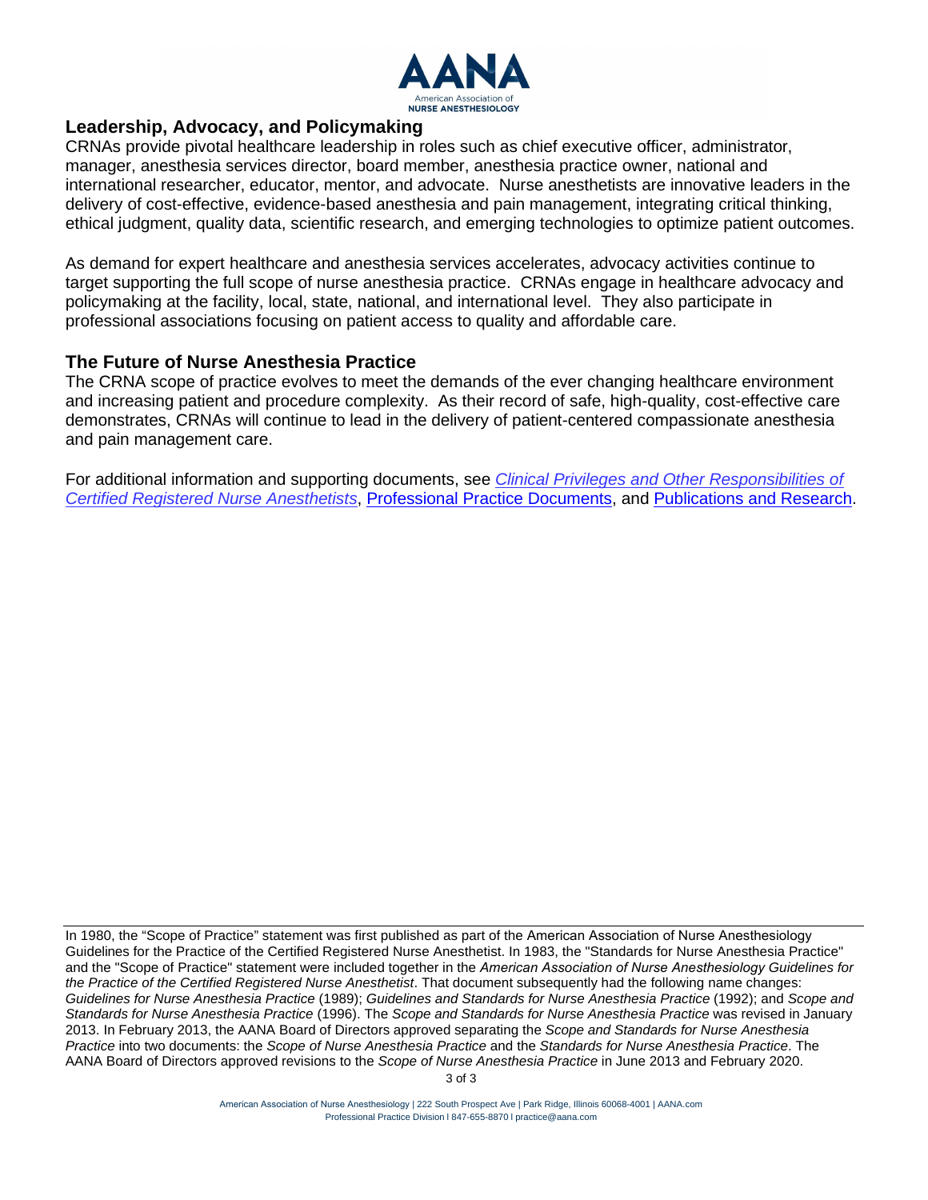## Leadership, Advocacy, and Policymaking

CRNAs provide pivotal healthcare leadership in roles such as chief executive officer, administrator, manager, anesthesia services director, board member, anesthesia practice owner, national and international researcher, educator, mentor, and advocate. Nurse anesthetists are innovative leaders in the delivery of cost-effective, evidence-based anesthesia and pain management, integrating critical thinking, ethical judgment, quality data, scientific research, and emerging technologies to optimize patient outcomes.

As demand for expert healthcare and anesthesia services accelerates, advocacy activities continue to target supporting the full scope of nurse anesthesia practice. CRNAs engage in healthcare advocacy and policymaking at the facility, local, state, national, and international level. They also participate in professional associations focusing on patient access to quality and affordable care.

## The Future of Nurse Anesthesia Practice

The CRNA scope of practice evolves to meet the demands of the ever changing healthcare environment and increasing patient and procedure complexity. As their record of safe, high-quality, cost-effective care demonstrates, CRNAs will continue to lead in the delivery of patient-centered compassionate anesthesia and pain management care.

For additional information and supporting documents, see *Clinical Privileges and Other Responsibilities of Certified Registered Nurse Anesthetists*, Professional Practice Documents, and Publications and Research.

---

In 1980, the "Scope of Practice" statement was first published as part of the American Association of Nurse Anesthesiology Guidelines for the Practice of the Certified Registered Nurse Anesthetist. In 1983, the "Standards for Nurse Anesthesia Practice" and the "Scope of Practice" statement were included together in the *American Association of Nurse Anesthesiology Guidelines for the Practice of the Certified Registered Nurse Anesthetist*. That document subsequently had the following name changes: *Guidelines for Nurse Anesthesia Practice* (1989); *Guidelines and Standards for Nurse Anesthesia Practice* (1992); and *Scope and Standards for Nurse Anesthesia Practice* (1996). The *Scope and Standards for Nurse Anesthesia Practice* was revised in January 2013. In February 2013, the AANA Board of Directors approved separating the *Scope and Standards for Nurse Anesthesia Practice* into two documents: the *Scope of Nurse Anesthesia Practice* and the *Standards for Nurse Anesthesia Practice*. The AANA Board of Directors approved revisions to the *Scope of Nurse Anesthesia Practice* in June 2013 and February 2020.